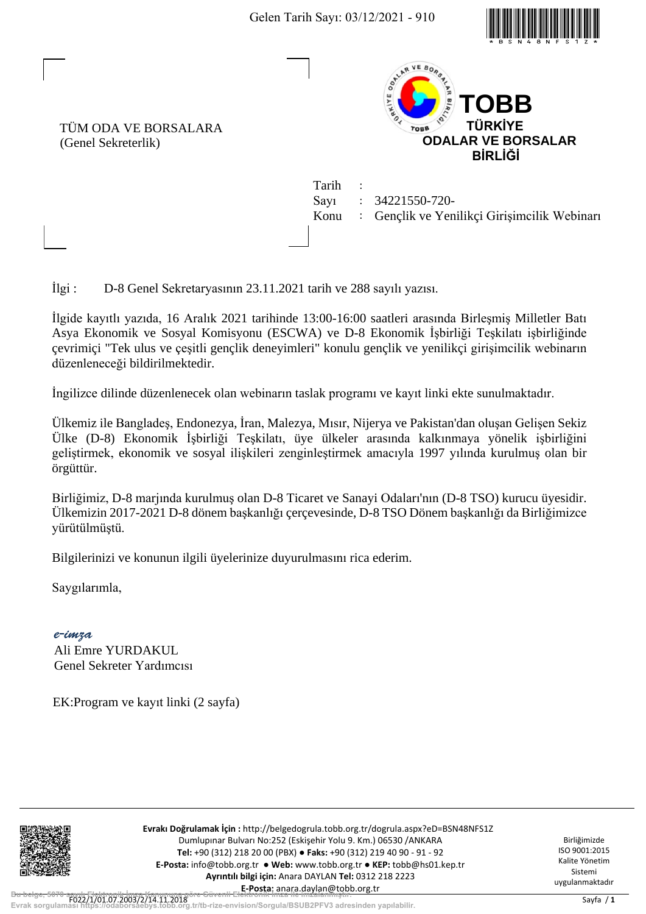Gelen Tarih Sayı: 03/12/2021 - 910

TÜM ODA VE BORSALARA
(Genel Sekreterlik)

TOBB
TÜRKİYE
ODALAR VE BORSALAR
BİRLİĞİ

Tarih :
Sayı : 34221550-720-
Konu : Gençlik ve Yenilikçi Girişimcilik Webinarı

İlgi : D-8 Genel Sekretaryasının 23.11.2021 tarih ve 288 sayılı yazısı.

İlgide kayıtlı yazıda, 16 Aralık 2021 tarihinde 13:00-16:00 saatleri arasında Birleşmiş Milletler Batı Asya Ekonomik ve Sosyal Komisyonu (ESCWA) ve D-8 Ekonomik İşbirliği Teşkilatı işbirliğinde çevrimiçi "Tek ulus ve çeşitli gençlik deneyimleri" konulu gençlik ve yenilikçi girişimcilik webinarın düzenleneceği bildirilmektedir.

İngilizce dilinde düzenlenecek olan webinarın taslak programı ve kayıt linki ekte sunulmaktadır.

Ülkemiz ile Bangladeş, Endonezya, İran, Malezya, Mısır, Nijerya ve Pakistan'dan oluşan Gelişen Sekiz Ülke (D-8) Ekonomik İşbirliği Teşkilatı, üye ülkeler arasında kalkınmaya yönelik işbirliğini geliştirmek, ekonomik ve sosyal ilişkileri zenginleştirmek amacıyla 1997 yılında kurulmuş olan bir örgüttür.

Birliğimiz, D-8 marjında kurulmuş olan D-8 Ticaret ve Sanayi Odaları'nın (D-8 TSO) kurucu üyesidir. Ülkemizin 2017-2021 D-8 dönem başkanlığı çerçevesinde, D-8 TSO Dönem başkanlığı da Birliğimizce yürütülmüştü.

Bilgilerinizi ve konunun ilgili üyelerinize duyurulmasını rica ederim.

Saygılarımla,

*e-imza*
Ali Emre YURDAKUL
Genel Sekreter Yardımcısı

EK:Program ve kayıt linki (2 sayfa)

**Evrakı Doğrulamak İçin :** http://belgedogrula.tobb.org.tr/dogrula.aspx?eD=BSN48NFS1Z
Dumlupınar Bulvarı No:252 (Eskişehir Yolu 9. Km.) 06530 /ANKARA
**Tel:** +90 (312) 218 20 00 (PBX) ● **Faks:** +90 (312) 219 40 90 - 91 - 92
**E-Posta:** info@tobb.org.tr ● **Web:** www.tobb.org.tr ● **KEP:** tobb@hs01.kep.tr
**Ayrıntılı bilgi için:** Anara DAYLAN **Tel:** 0312 218 2223
**E-Posta:** anara.daylan@tobb.org.tr

Birliğimizde ISO 9001:2015 Kalite Yönetim Sistemi uygulanmaktadır

F022/1/01.07.2003/2/14.11.2018

Bu belge, 5070 sayılı Elektronik İmza Kanununa göre Güvenli Elektronik İmza ile imzalanmıştır.
Evrak sorgulaması https://odaborsaebys.tobb.org.tr/tb-rize-envision/Sorgula/BSUB2PFV3 adresinden yapılabilir.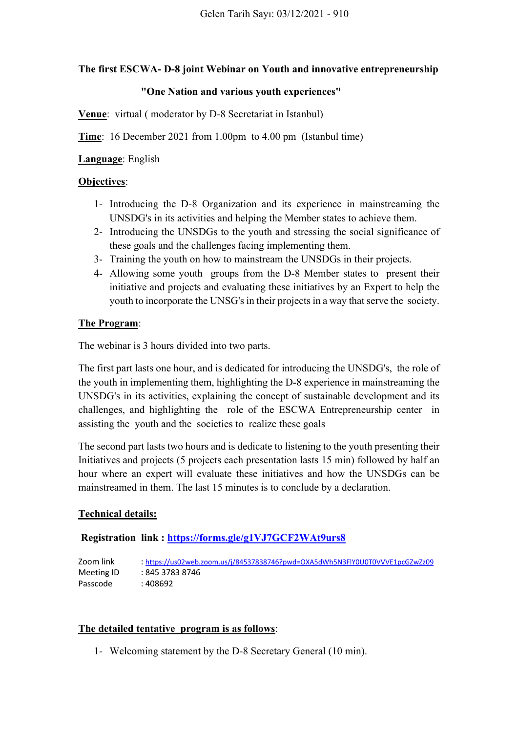Gelen Tarih Sayı: 03/12/2021 - 910

**The first ESCWA- D-8 joint Webinar on Youth and innovative entrepreneurship**

**"One Nation and various youth experiences"**

**Venue**: virtual ( moderator by D-8 Secretariat in Istanbul)

**Time**: 16 December 2021 from 1.00pm to 4.00 pm (Istanbul time)

**Language**: English

**Objectives**:

1- Introducing the D-8 Organization and its experience in mainstreaming the UNSDG's in its activities and helping the Member states to achieve them.
2- Introducing the UNSDGs to the youth and stressing the social significance of these goals and the challenges facing implementing them.
3- Training the youth on how to mainstream the UNSDGs in their projects.
4- Allowing some youth groups from the D-8 Member states to present their initiative and projects and evaluating these initiatives by an Expert to help the youth to incorporate the UNSG's in their projects in a way that serve the society.

**The Program**:

The webinar is 3 hours divided into two parts.

The first part lasts one hour, and is dedicated for introducing the UNSDG's, the role of the youth in implementing them, highlighting the D-8 experience in mainstreaming the UNSDG's in its activities, explaining the concept of sustainable development and its challenges, and highlighting the role of the ESCWA Entrepreneurship center in assisting the youth and the societies to realize these goals

The second part lasts two hours and is dedicate to listening to the youth presenting their Initiatives and projects (5 projects each presentation lasts 15 min) followed by half an hour where an expert will evaluate these initiatives and how the UNSDGs can be mainstreamed in them. The last 15 minutes is to conclude by a declaration.

**Technical details:**

**Registration link : https://forms.gle/g1VJ7GCF2WAt9urs8**

Zoom link : https://us02web.zoom.us/j/84537838746?pwd=OXA5dWh5N3FlY0U0T0VVVE1pcGZwZz09
Meeting ID : 845 3783 8746
Passcode : 408692

**The detailed tentative program is as follows**:

1- Welcoming statement by the D-8 Secretary General (10 min).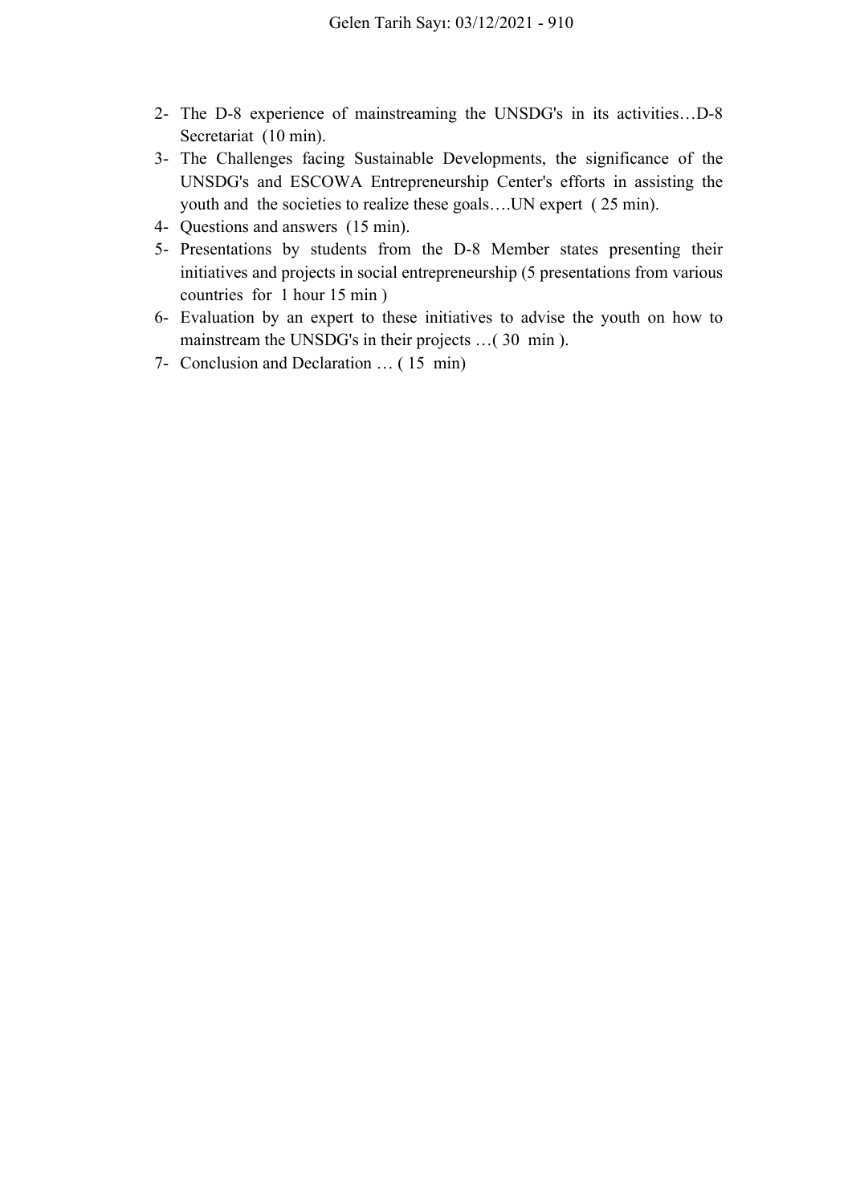2- The D-8 experience of mainstreaming the UNSDG's in its activities…D-8 Secretariat (10 min).
3- The Challenges facing Sustainable Developments, the significance of the UNSDG's and ESCOWA Entrepreneurship Center's efforts in assisting the youth and the societies to realize these goals….UN expert ( 25 min).
4- Questions and answers (15 min).
5- Presentations by students from the D-8 Member states presenting their initiatives and projects in social entrepreneurship (5 presentations from various countries for 1 hour 15 min )
6- Evaluation by an expert to these initiatives to advise the youth on how to mainstream the UNSDG's in their projects …( 30 min ).
7- Conclusion and Declaration … ( 15 min)